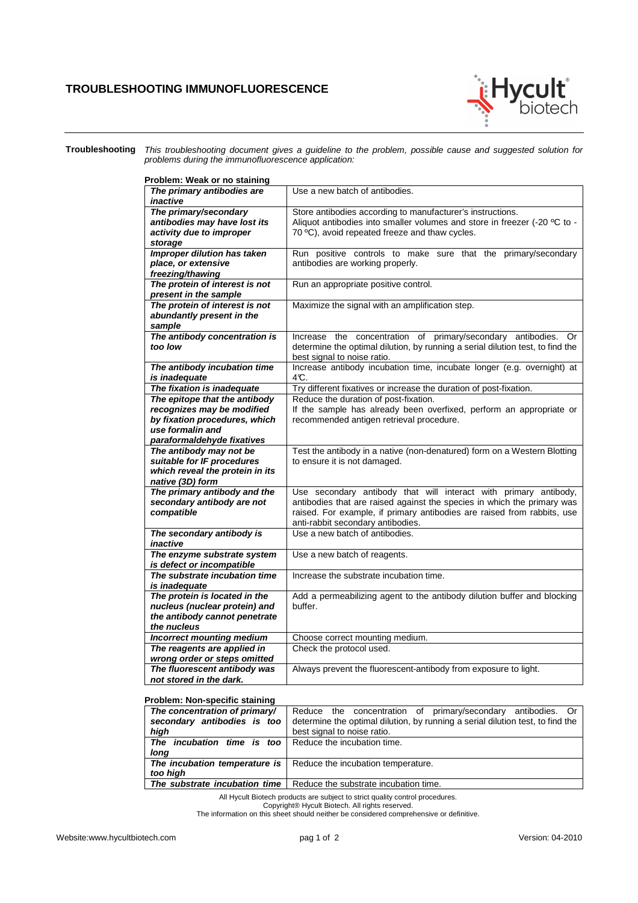# TROUBLESHOOTING IMMUNOFLUORESCENCE

**Troubleshooting** *This troubleshooting document gives a guideline to the problem, possible cause and suggested solution for problems during the immunofluorescence application:*

**Problem: Weak or no staining**

| Possible cause | Solution |
|---|---|
| ***The primary antibodies are inactive*** | Use a new batch of antibodies. |
| ***The primary/secondary antibodies may have lost its activity due to improper storage*** | Store antibodies according to manufacturer's instructions. Aliquot antibodies into smaller volumes and store in freezer (-20 ºC to -70 ºC), avoid repeated freeze and thaw cycles. |
| ***Improper dilution has taken place, or extensive freezing/thawing*** | Run positive controls to make sure that the primary/secondary antibodies are working properly. |
| ***The protein of interest is not present in the sample*** | Run an appropriate positive control. |
| ***The protein of interest is not abundantly present in the sample*** | Maximize the signal with an amplification step. |
| ***The antibody concentration is too low*** | Increase the concentration of primary/secondary antibodies. Or determine the optimal dilution, by running a serial dilution test, to find the best signal to noise ratio. |
| ***The antibody incubation time is inadequate*** | Increase antibody incubation time, incubate longer (e.g. overnight) at 4ºC. |
| ***The fixation is inadequate*** | Try different fixatives or increase the duration of post-fixation. |
| ***The epitope that the antibody recognizes may be modified by fixation procedures, which use formalin and paraformaldehyde fixatives*** | Reduce the duration of post-fixation. If the sample has already been overfixed, perform an appropriate or recommended antigen retrieval procedure. |
| ***The antibody may not be suitable for IF procedures which reveal the protein in its native (3D) form*** | Test the antibody in a native (non-denatured) form on a Western Blotting to ensure it is not damaged. |
| ***The primary antibody and the secondary antibody are not compatible*** | Use secondary antibody that will interact with primary antibody, antibodies that are raised against the species in which the primary was raised. For example, if primary antibodies are raised from rabbits, use anti-rabbit secondary antibodies. |
| ***The secondary antibody is inactive*** | Use a new batch of antibodies. |
| ***The enzyme substrate system is defect or incompatible*** | Use a new batch of reagents. |
| ***The substrate incubation time is inadequate*** | Increase the substrate incubation time. |
| ***The protein is located in the nucleus (nuclear protein) and the antibody cannot penetrate the nucleus*** | Add a permeabilizing agent to the antibody dilution buffer and blocking buffer. |
| ***Incorrect mounting medium*** | Choose correct mounting medium. |
| ***The reagents are applied in wrong order or steps omitted*** | Check the protocol used. |
| ***The fluorescent antibody was not stored in the dark.*** | Always prevent the fluorescent-antibody from exposure to light. |

**Problem: Non-specific staining**

| Possible cause | Solution |
|---|---|
| ***The concentration of primary/ secondary antibodies is too high*** | Reduce the concentration of primary/secondary antibodies. Or determine the optimal dilution, by running a serial dilution test, to find the best signal to noise ratio. |
| ***The incubation time is too long*** | Reduce the incubation time. |
| ***The incubation temperature is too high*** | Reduce the incubation temperature. |
| ***The substrate incubation time*** | Reduce the substrate incubation time. |

All Hycult Biotech products are subject to strict quality control procedures.
Copyright® Hycult Biotech. All rights reserved.
The information on this sheet should neither be considered comprehensive or definitive.

Website:www.hycultbiotech.com Version: 04-2010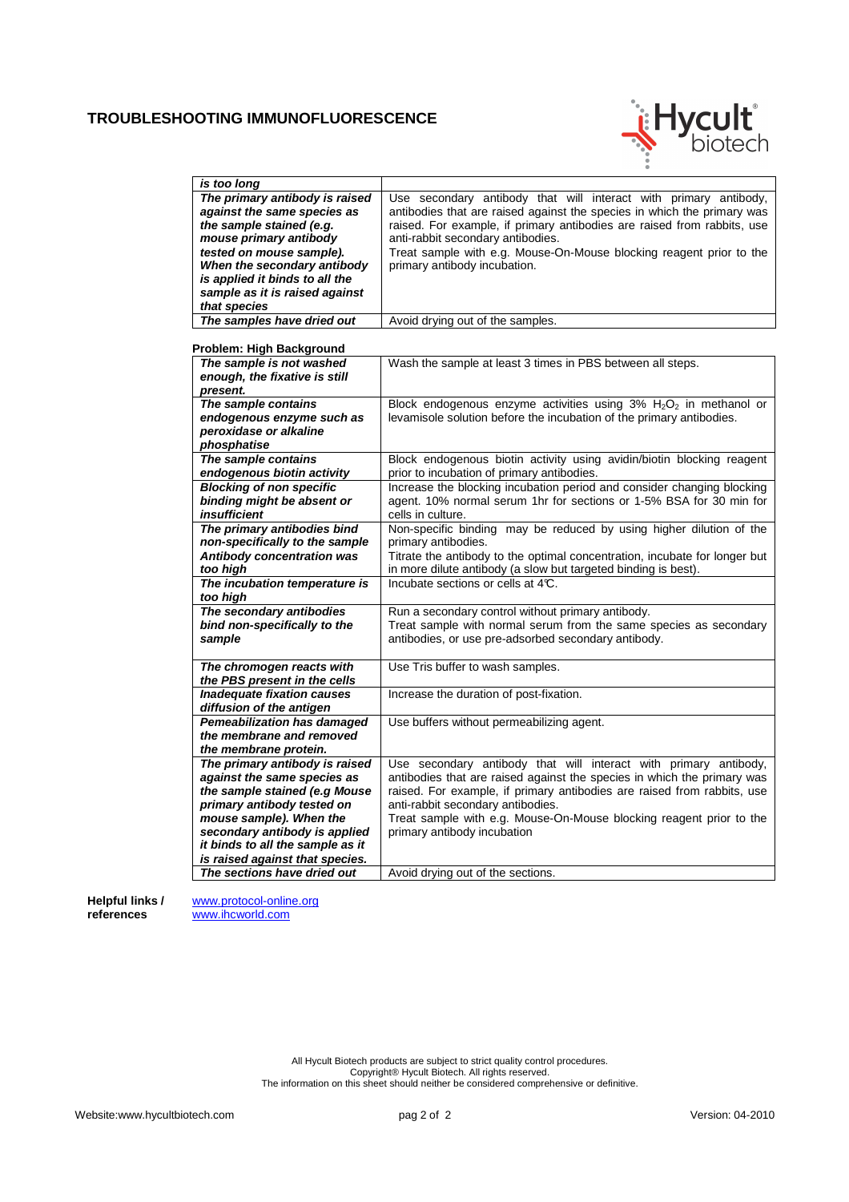# TROUBLESHOOTING IMMUNOFLUORESCENCE

| | |
|---|---|
| ***is too long*** | |
| ***The primary antibody is raised against the same species as the sample stained (e.g. mouse primary antibody tested on mouse sample). When the secondary antibody is applied it binds to all the sample as it is raised against that species*** | Use secondary antibody that will interact with primary antibody, antibodies that are raised against the species in which the primary was raised. For example, if primary antibodies are raised from rabbits, use anti-rabbit secondary antibodies.<br>Treat sample with e.g. Mouse-On-Mouse blocking reagent prior to the primary antibody incubation. |
| ***The samples have dried out*** | Avoid drying out of the samples. |

**Problem: High Background**

| | |
|---|---|
| ***The sample is not washed enough, the fixative is still present.*** | Wash the sample at least 3 times in PBS between all steps. |
| ***The sample contains endogenous enzyme such as peroxidase or alkaline phosphatise*** | Block endogenous enzyme activities using 3% $H_2O_2$ in methanol or levamisole solution before the incubation of the primary antibodies. |
| ***The sample contains endogenous biotin activity*** | Block endogenous biotin activity using avidin/biotin blocking reagent prior to incubation of primary antibodies. |
| ***Blocking of non specific binding might be absent or insufficient*** | Increase the blocking incubation period and consider changing blocking agent. 10% normal serum 1hr for sections or 1-5% BSA for 30 min for cells in culture. |
| ***The primary antibodies bind non-specifically to the sample Antibody concentration was too high*** | Non-specific binding may be reduced by using higher dilution of the primary antibodies.<br>Titrate the antibody to the optimal concentration, incubate for longer but in more dilute antibody (a slow but targeted binding is best). |
| ***The incubation temperature is too high*** | Incubate sections or cells at 4ºC. |
| ***The secondary antibodies bind non-specifically to the sample*** | Run a secondary control without primary antibody.<br>Treat sample with normal serum from the same species as secondary antibodies, or use pre-adsorbed secondary antibody. |
| ***The chromogen reacts with the PBS present in the cells*** | Use Tris buffer to wash samples. |
| ***Inadequate fixation causes diffusion of the antigen*** | Increase the duration of post-fixation. |
| ***Pemeabilization has damaged the membrane and removed the membrane protein.*** | Use buffers without permeabilizing agent. |
| ***The primary antibody is raised against the same species as the sample stained (e.g Mouse primary antibody tested on mouse sample). When the secondary antibody is applied it binds to all the sample as it is raised against that species.*** | Use secondary antibody that will interact with primary antibody, antibodies that are raised against the species in which the primary was raised. For example, if primary antibodies are raised from rabbits, use anti-rabbit secondary antibodies.<br>Treat sample with e.g. Mouse-On-Mouse blocking reagent prior to the primary antibody incubation |
| ***The sections have dried out*** | Avoid drying out of the sections. |

**Helpful links / references**

www.protocol-online.org
www.ihcworld.com

All Hycult Biotech products are subject to strict quality control procedures.
Copyright® Hycult Biotech. All rights reserved.
The information on this sheet should neither be considered comprehensive or definitive.

Website:www.hycultbiotech.com

Version: 04-2010